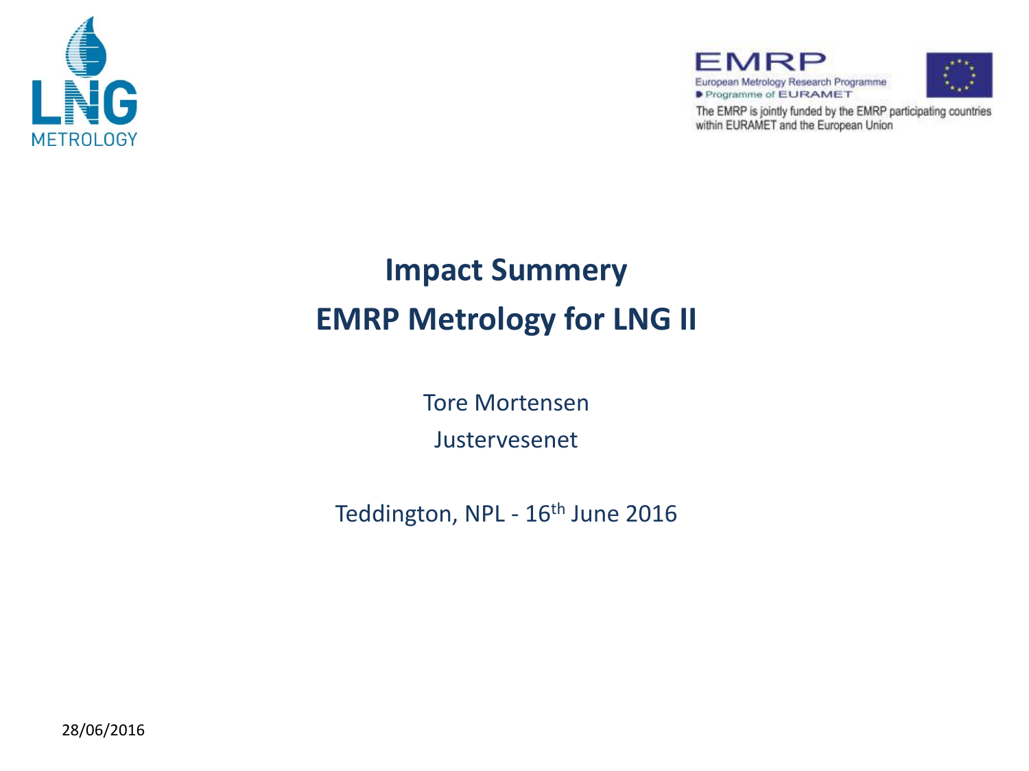LNG METROLOGY

EMRP
European Metrology Research Programme
Programme of EURAMET

The EMRP is jointly funded by the EMRP participating countries within EURAMET and the European Union

# Impact Summery
# EMRP Metrology for LNG II

Tore Mortensen

Justervesenet

Teddington, NPL - 16th June 2016

28/06/2016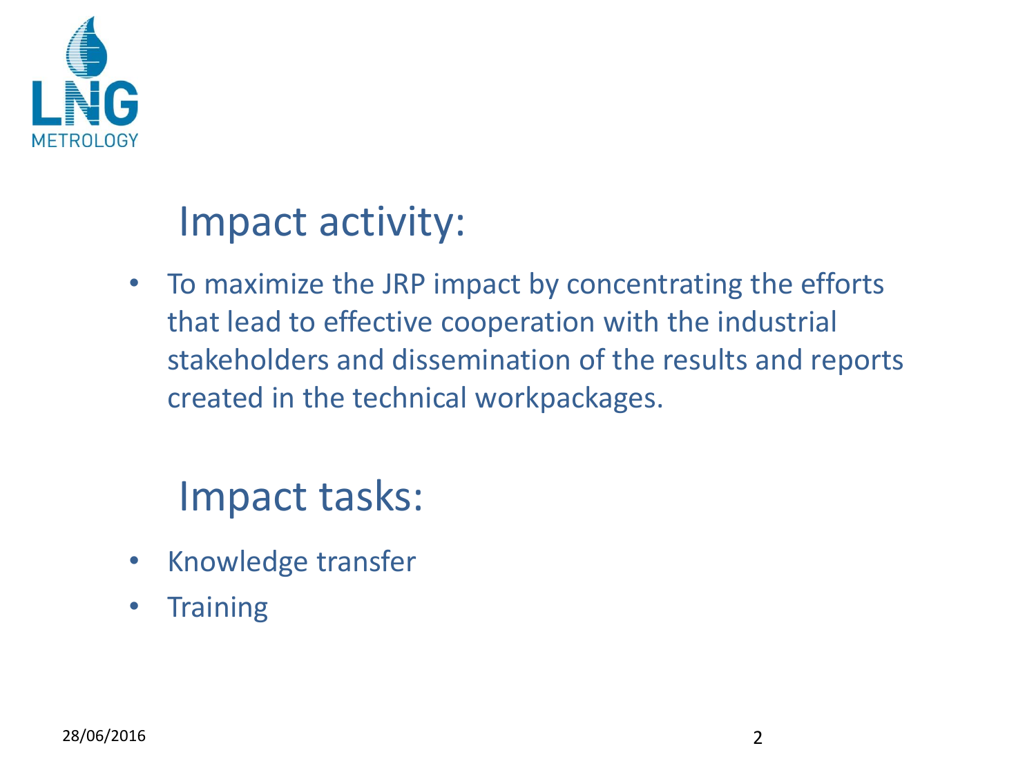## Impact activity:

- To maximize the JRP impact by concentrating the efforts that lead to effective cooperation with the industrial stakeholders and dissemination of the results and reports created in the technical workpackages.

## Impact tasks:

- Knowledge transfer
- Training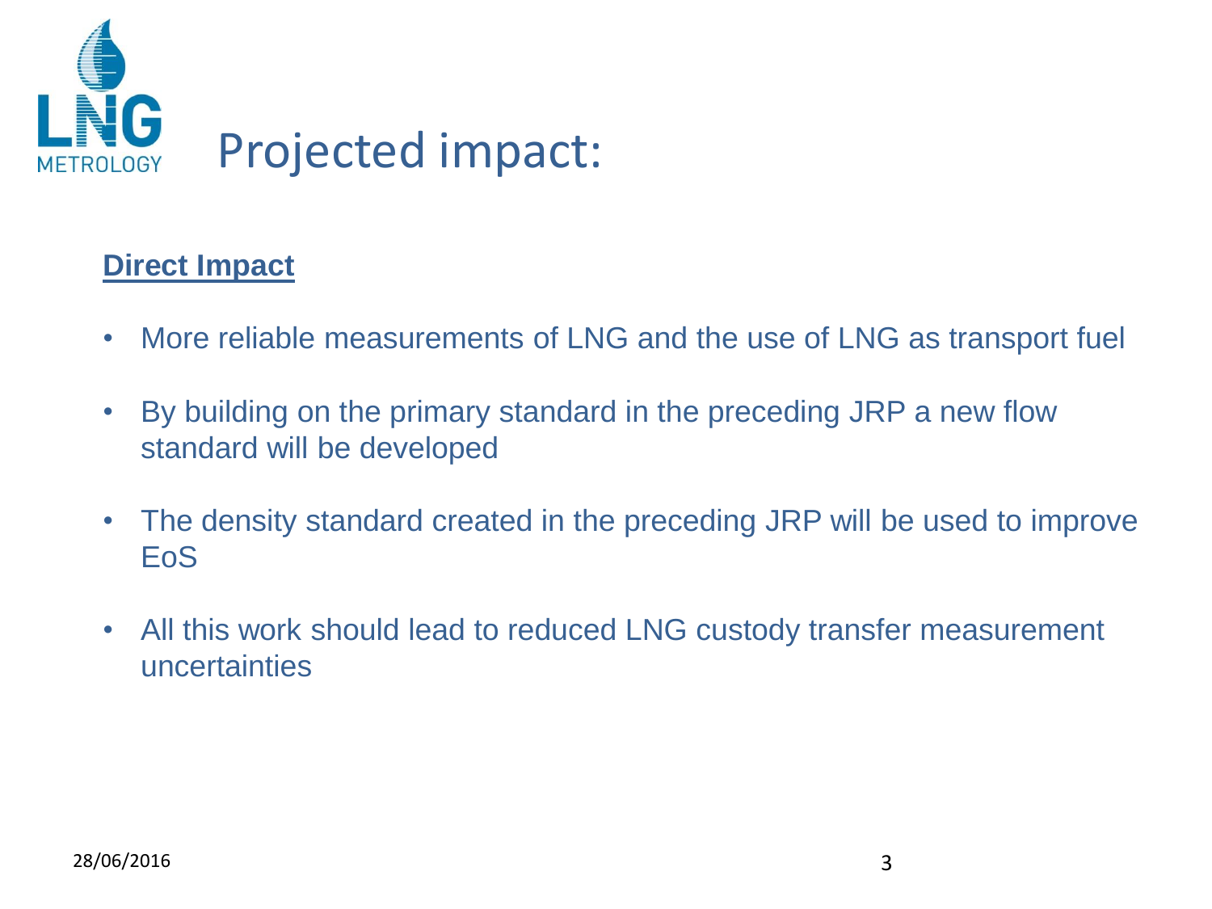# Projected impact:

**Direct Impact**

- More reliable measurements of LNG and the use of LNG as transport fuel
- By building on the primary standard in the preceding JRP a new flow standard will be developed
- The density standard created in the preceding JRP will be used to improve EoS
- All this work should lead to reduced LNG custody transfer measurement uncertainties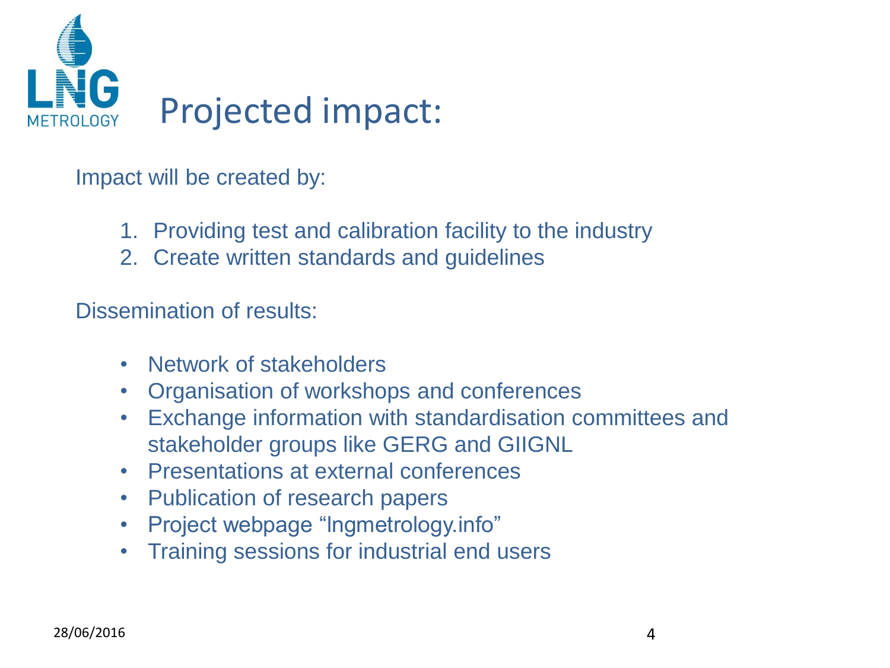# Projected impact:

Impact will be created by:

1. Providing test and calibration facility to the industry
2. Create written standards and guidelines

Dissemination of results:

- Network of stakeholders
- Organisation of workshops and conferences
- Exchange information with standardisation committees and stakeholder groups like GERG and GIIGNL
- Presentations at external conferences
- Publication of research papers
- Project webpage “lngmetrology.info”
- Training sessions for industrial end users

28/06/2016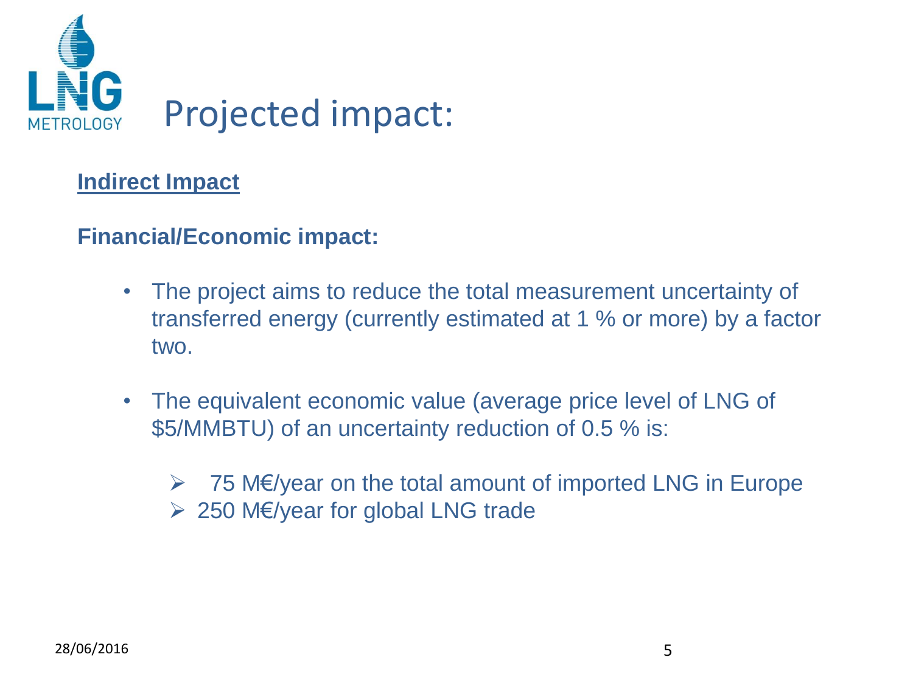# Projected impact:

**Indirect Impact**

**Financial/Economic impact:**

- The project aims to reduce the total measurement uncertainty of transferred energy (currently estimated at 1 % or more) by a factor two.
- The equivalent economic value (average price level of LNG of \$5/MMBTU) of an uncertainty reduction of 0.5 % is:
  - 75 M€/year on the total amount of imported LNG in Europe
  - 250 M€/year for global LNG trade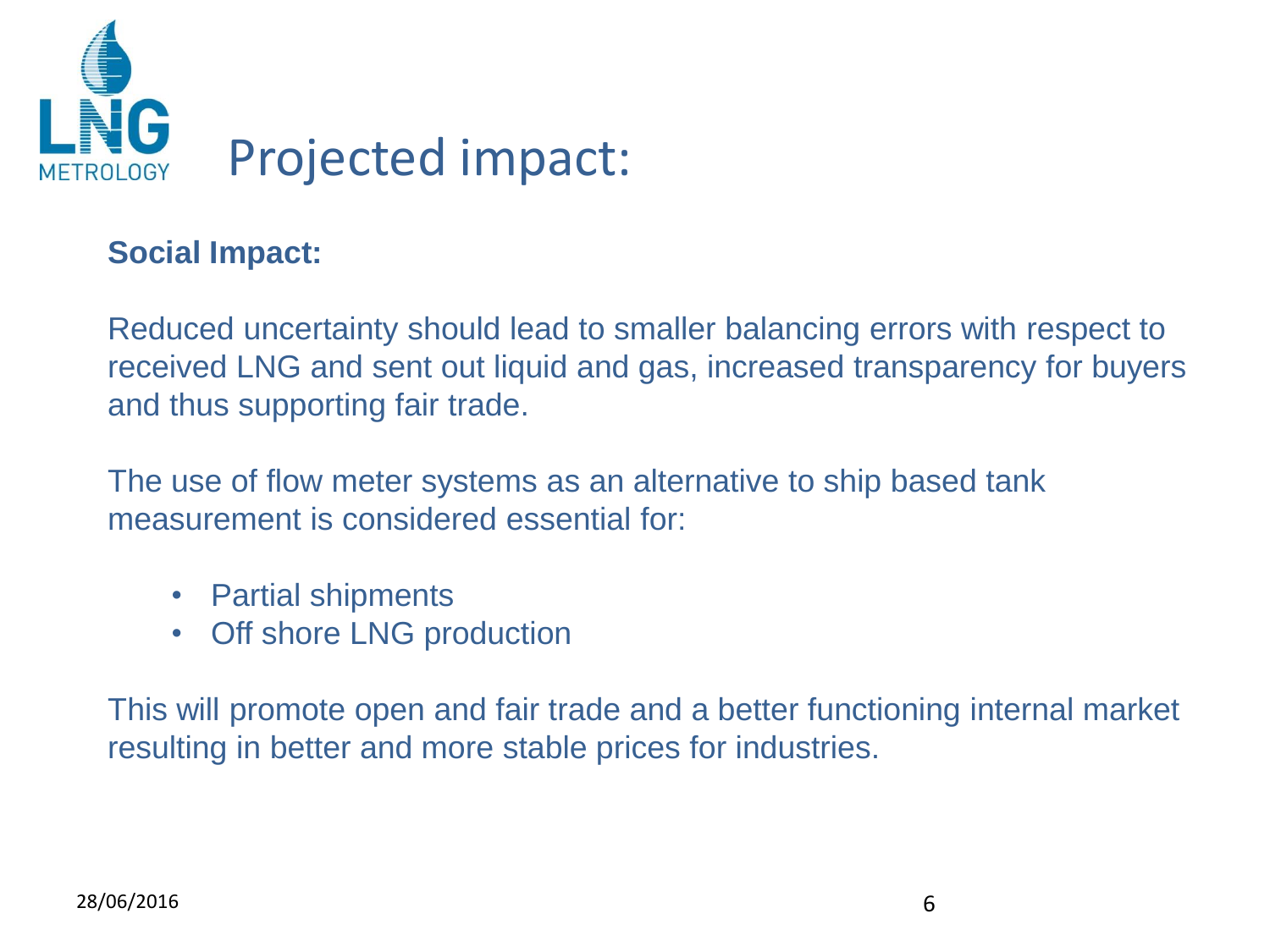# Projected impact:

**Social Impact:**

Reduced uncertainty should lead to smaller balancing errors with respect to received LNG and sent out liquid and gas, increased transparency for buyers and thus supporting fair trade.

The use of flow meter systems as an alternative to ship based tank measurement is considered essential for:

- Partial shipments
- Off shore LNG production

This will promote open and fair trade and a better functioning internal market resulting in better and more stable prices for industries.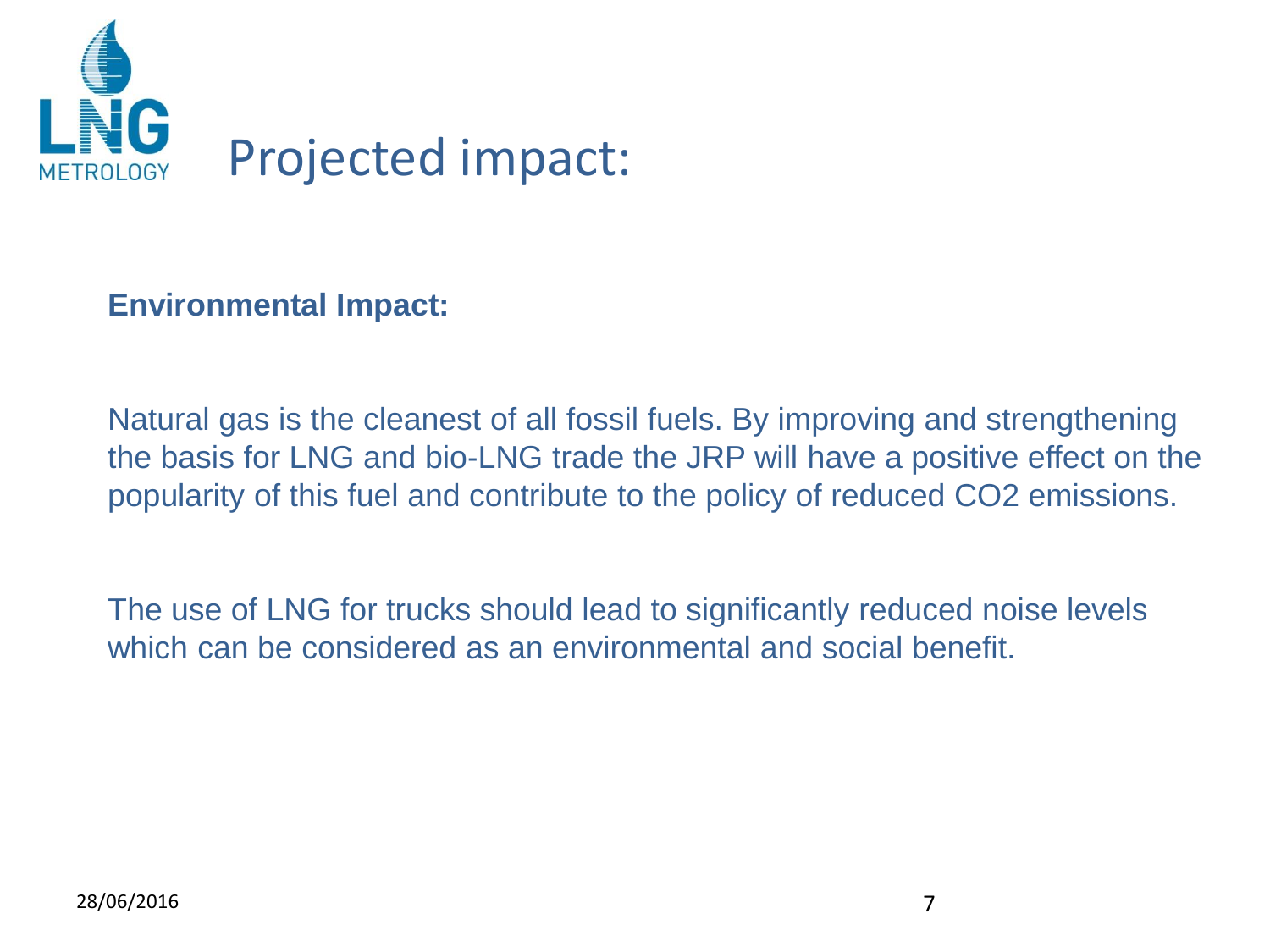# Projected impact:

**Environmental Impact:**

Natural gas is the cleanest of all fossil fuels. By improving and strengthening the basis for LNG and bio-LNG trade the JRP will have a positive effect on the popularity of this fuel and contribute to the policy of reduced $CO_2$ emissions.

The use of LNG for trucks should lead to significantly reduced noise levels which can be considered as an environmental and social benefit.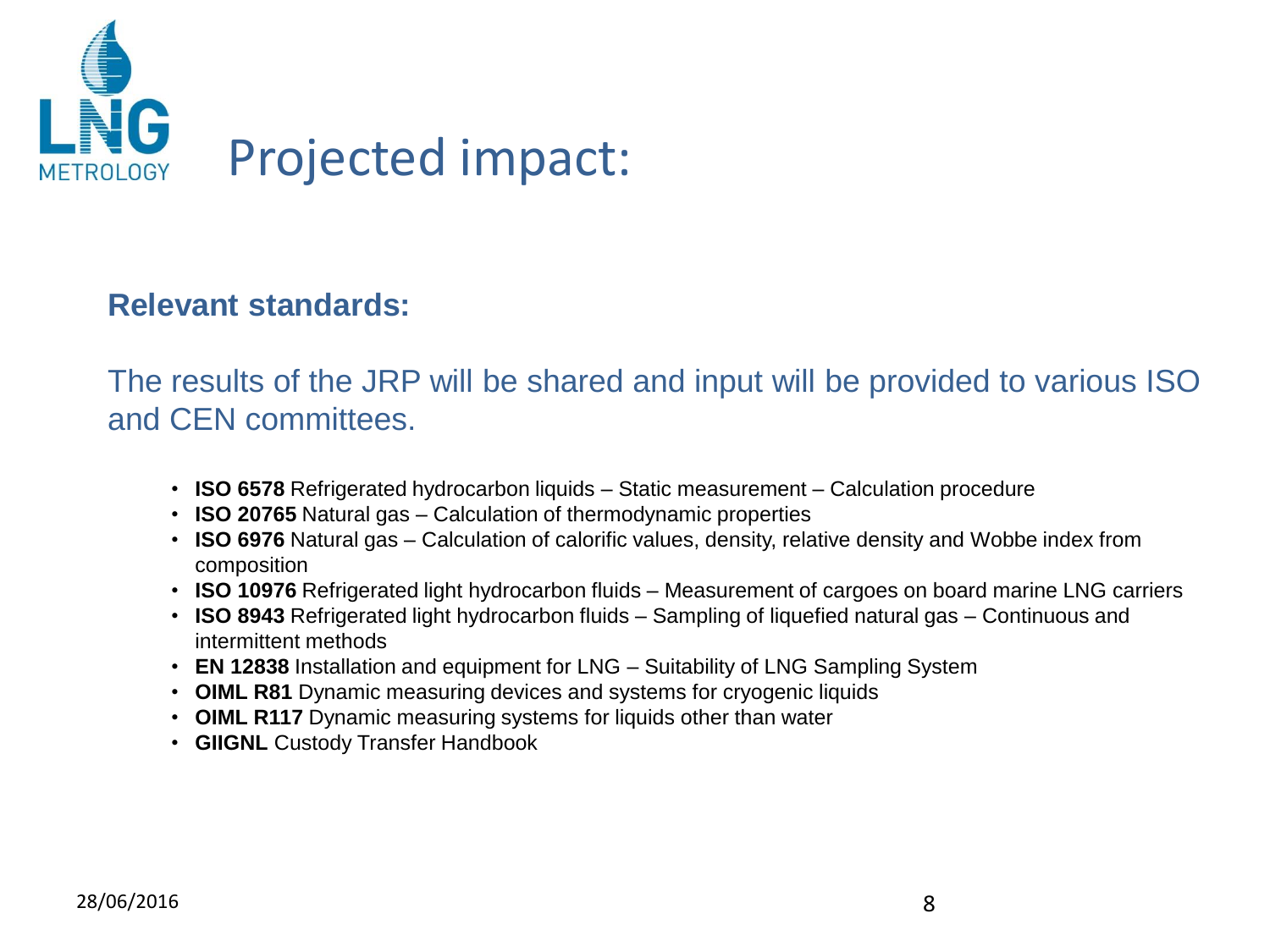# Projected impact:

**Relevant standards:**

The results of the JRP will be shared and input will be provided to various ISO and CEN committees.

- **ISO 6578** Refrigerated hydrocarbon liquids – Static measurement – Calculation procedure
- **ISO 20765** Natural gas – Calculation of thermodynamic properties
- **ISO 6976** Natural gas – Calculation of calorific values, density, relative density and Wobbe index from composition
- **ISO 10976** Refrigerated light hydrocarbon fluids – Measurement of cargoes on board marine LNG carriers
- **ISO 8943** Refrigerated light hydrocarbon fluids – Sampling of liquefied natural gas – Continuous and intermittent methods
- **EN 12838** Installation and equipment for LNG – Suitability of LNG Sampling System
- **OIML R81** Dynamic measuring devices and systems for cryogenic liquids
- **OIML R117** Dynamic measuring systems for liquids other than water
- **GIIGNL** Custody Transfer Handbook

28/06/2016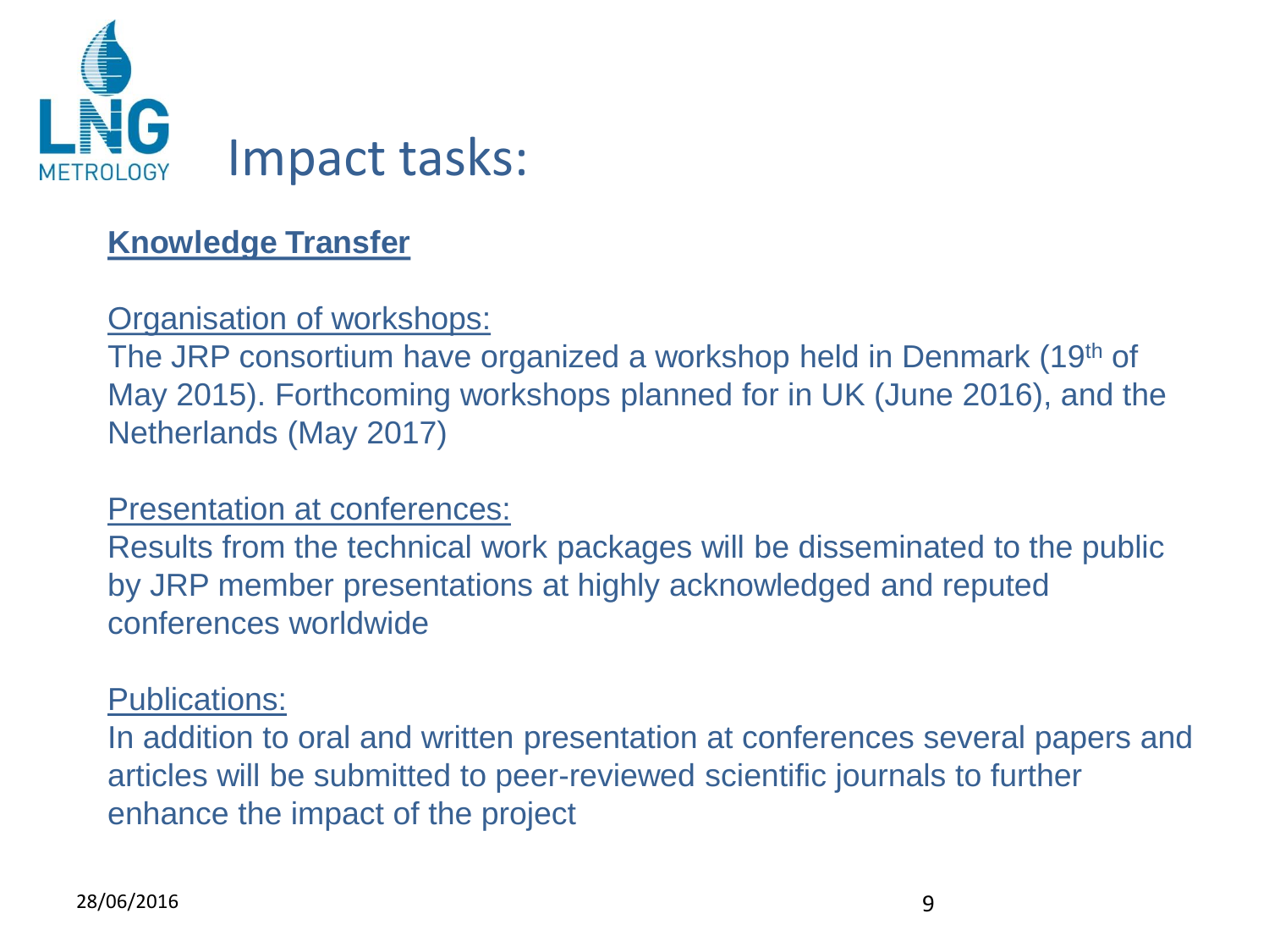# Impact tasks:

**Knowledge Transfer**

Organisation of workshops:

The JRP consortium have organized a workshop held in Denmark (19th of May 2015). Forthcoming workshops planned for in UK (June 2016), and the Netherlands (May 2017)

Presentation at conferences:

Results from the technical work packages will be disseminated to the public by JRP member presentations at highly acknowledged and reputed conferences worldwide

Publications:

In addition to oral and written presentation at conferences several papers and articles will be submitted to peer-reviewed scientific journals to further enhance the impact of the project

28/06/2016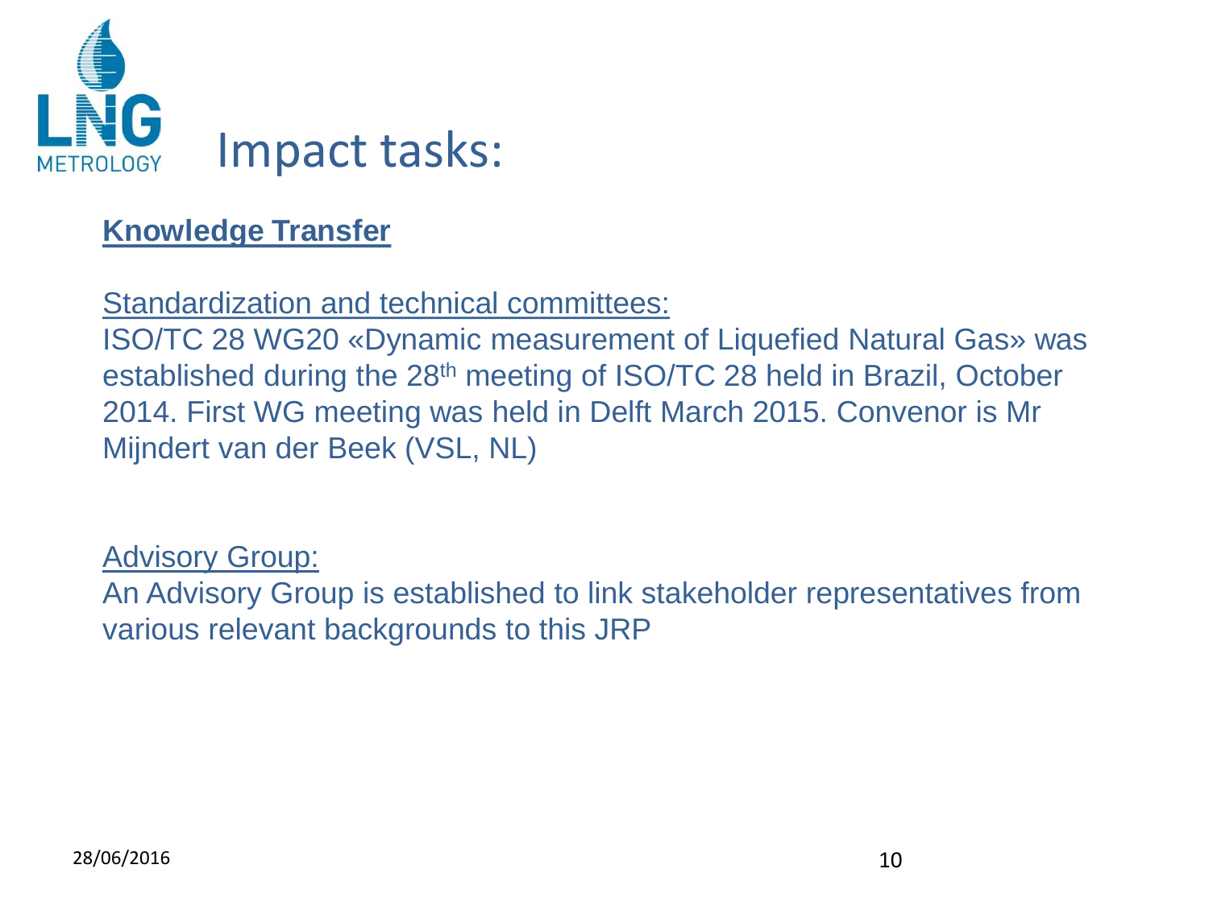# Impact tasks:

## Knowledge Transfer

Standardization and technical committees:

ISO/TC 28 WG20 «Dynamic measurement of Liquefied Natural Gas» was established during the 28th meeting of ISO/TC 28 held in Brazil, October 2014. First WG meeting was held in Delft March 2015. Convenor is Mr Mijndert van der Beek (VSL, NL)

Advisory Group:

An Advisory Group is established to link stakeholder representatives from various relevant backgrounds to this JRP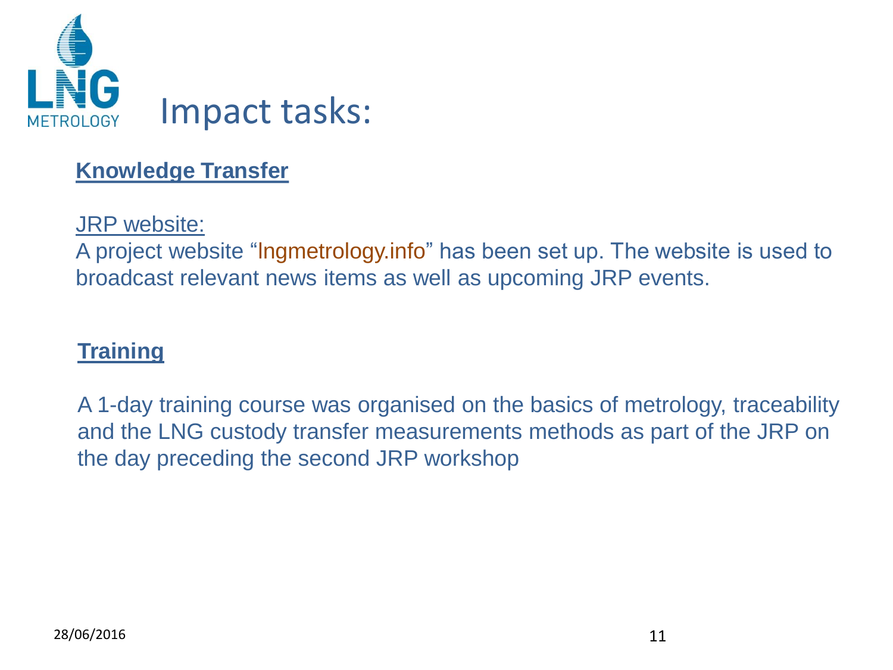# Impact tasks:

## Knowledge Transfer

JRP website:

A project website “lngmetrology.info” has been set up. The website is used to broadcast relevant news items as well as upcoming JRP events.

## Training

A 1-day training course was organised on the basics of metrology, traceability and the LNG custody transfer measurements methods as part of the JRP on the day preceding the second JRP workshop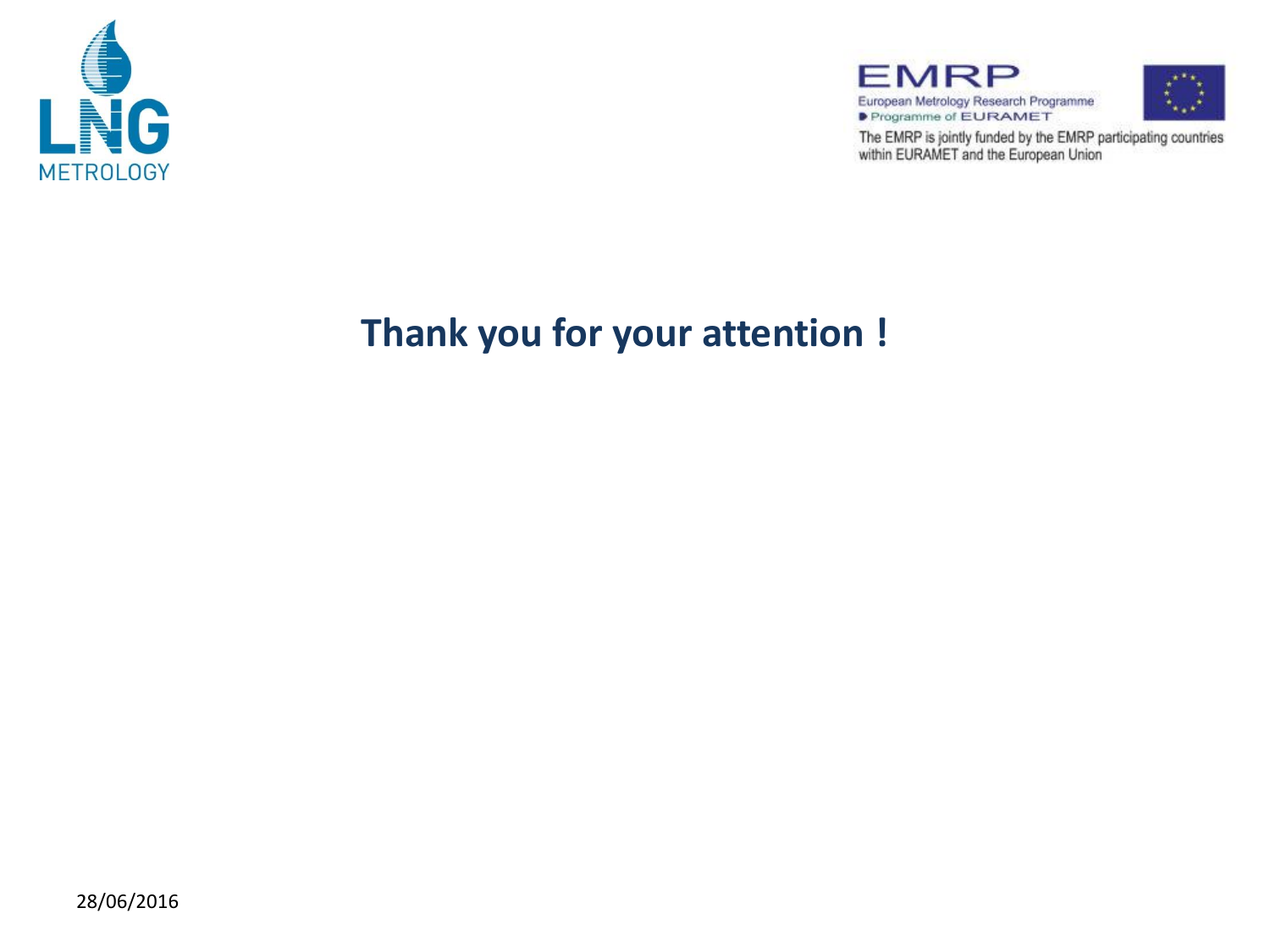EMRP

European Metrology Research Programme

Programme of EURAMET

The EMRP is jointly funded by the EMRP participating countries within EURAMET and the European Union

## Thank you for your attention !

28/06/2016